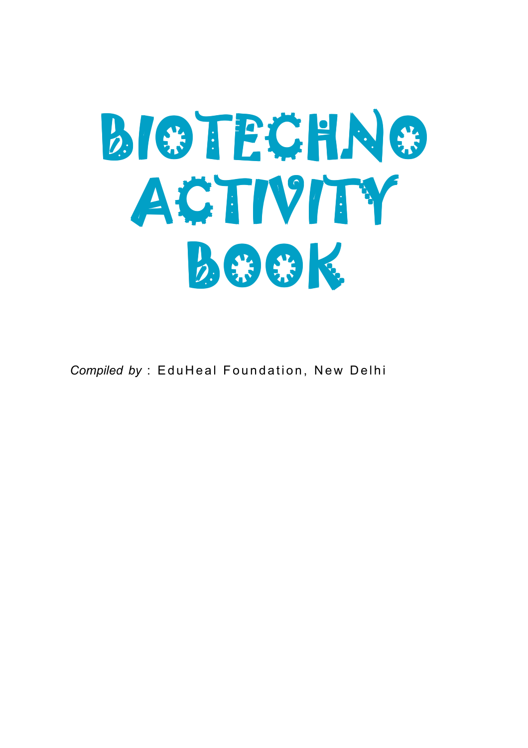# BIOTECHNO ACTIVITY BOOK

*Compiled by* : EduHeal Foundation, New Delhi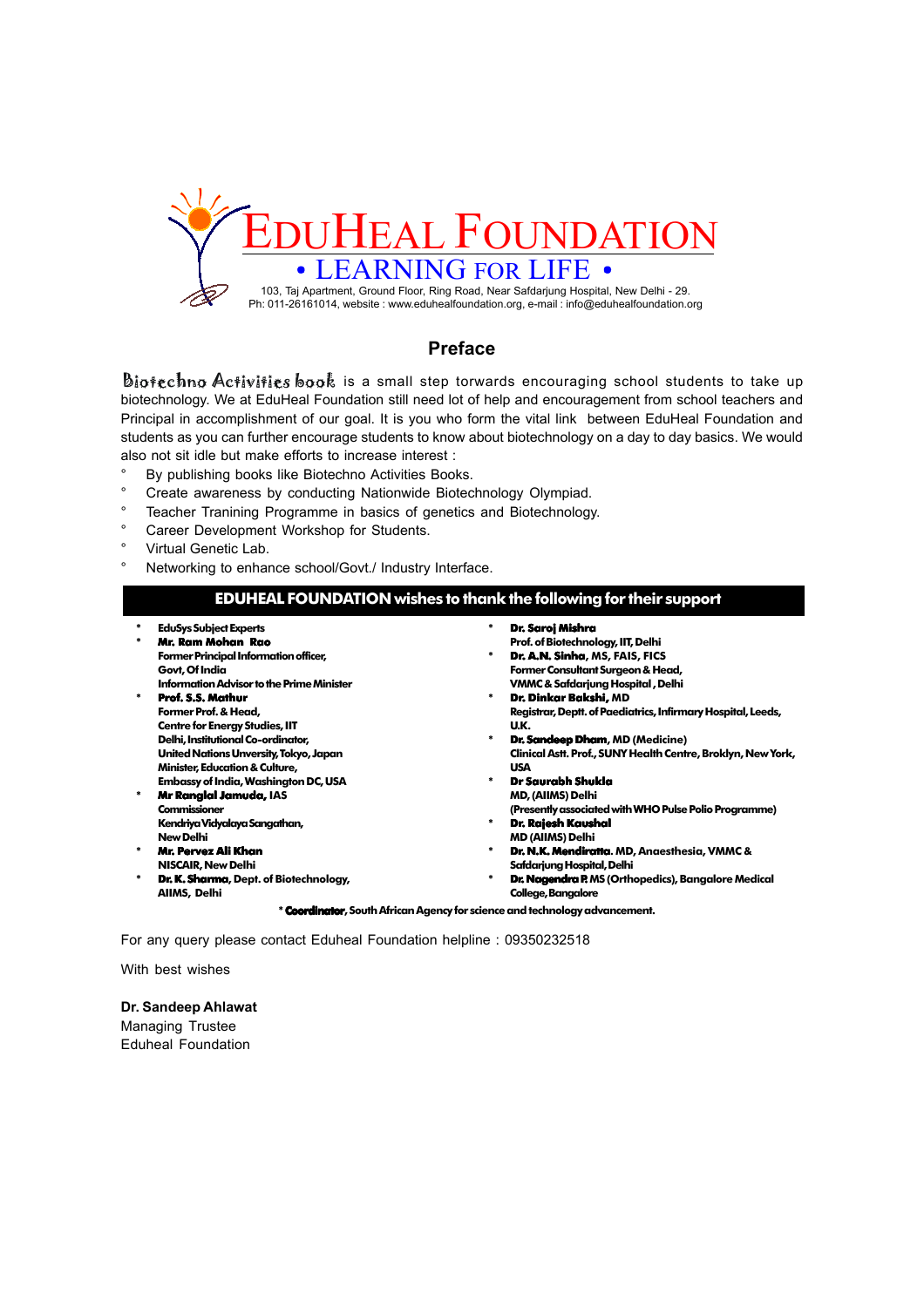# EDUHEAL FOUNDATION

**• LEARNING FOR LIFE •**

103, Taj Apartment, Ground Floor, Ring Road, Near Safdarjung Hospital, New Delhi - 29.
Ph: 011-26161014, website : www.eduhealfoundation.org, e-mail : info@eduhealfoundation.org

## Preface

Biotechno Activities book is a small step torwards encouraging school students to take up biotechnology. We at EduHeal Foundation still need lot of help and encouragement from school teachers and Principal in accomplishment of our goal. It is you who form the vital link between EduHeal Foundation and students as you can further encourage students to know about biotechnology on a day to day basics. We would also not sit idle but make efforts to increase interest :

- By publishing books like Biotechno Activities Books.
- Create awareness by conducting Nationwide Biotechnology Olympiad.
- Teacher Tranining Programme in basics of genetics and Biotechnology.
- Career Development Workshop for Students.
- Virtual Genetic Lab.
- Networking to enhance school/Govt./ Industry Interface.

**EDUHEAL FOUNDATION wishes to thank the following for their support**

- EduSys Subject Experts
- **Mr. Ram Mohan Rao**
  Former Principal Information officer, Govt, Of India
  Information Advisor to the Prime Minister
- **Prof. S.S. Mathur**
  Former Prof. & Head, Centre for Energy Studies, IIT Delhi, Institutional Co-ordinator, United Nations Unversity, Tokyo, Japan
  Minister, Education & Culture, Embassy of India, Washington DC, USA
- **Mr Ranglal Jamuda,** IAS
  Commissioner
  Kendriya Vidyalaya Sangathan, New Delhi
- **Mr. Pervez Ali Khan**
  NISCAIR, New Delhi
- **Dr. K. Sharma,** Dept. of Biotechnology, AIIMS, Delhi
- **Dr. Saroj Mishra**
  Prof. of Biotechnology, IIT, Delhi
- **Dr. A.N. Sinha,** MS, FAIS, FICS
  Former Consultant Surgeon & Head, VMMC & Safdarjung Hospital, Delhi
- **Dr. Dinkar Bakshi,** MD
  Registrar, Deptt. of Paediatrics, Infirmary Hospital, Leeds, U.K.
- **Dr. Sandeep Dham,** MD (Medicine)
  Clinical Astt. Prof., SUNY Health Centre, Broklyn, New York, USA
- **Dr Saurabh Shukla**
  MD, (AIIMS) Delhi
  (Presently associated with WHO Pulse Polio Programme)
- **Dr. Rajesh Kaushal**
  MD (AIIMS) Delhi
- **Dr. N.K. Mendiratta.** MD, Anaesthesia, VMMC & Safdarjung Hospital, Delhi
- **Dr. Nagendra P.** MS (Orthopedics), Bangalore Medical College, Bangalore

* **Coordinator,** South African Agency for science and technology advancement.

For any query please contact Eduheal Foundation helpline : 09350232518

With best wishes

**Dr. Sandeep Ahlawat**
Managing Trustee
Eduheal Foundation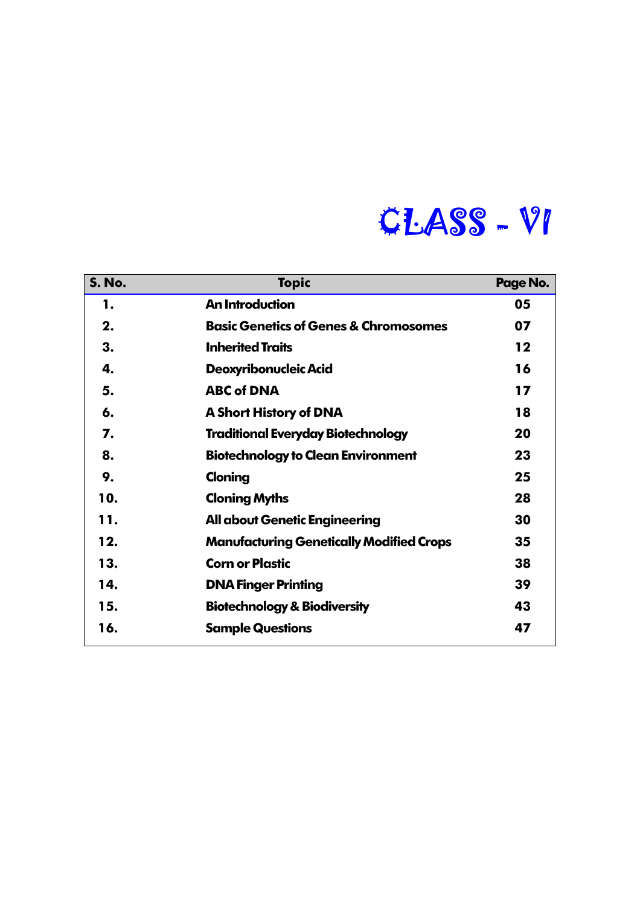# CLASS - VI

| S. No. | Topic | Page No. |
| --- | --- | --- |
| 1. | An Introduction | 05 |
| 2. | Basic Genetics of Genes & Chromosomes | 07 |
| 3. | Inherited Traits | 12 |
| 4. | Deoxyribonucleic Acid | 16 |
| 5. | ABC of DNA | 17 |
| 6. | A Short History of DNA | 18 |
| 7. | Traditional Everyday Biotechnology | 20 |
| 8. | Biotechnology to Clean Environment | 23 |
| 9. | Cloning | 25 |
| 10. | Cloning Myths | 28 |
| 11. | All about Genetic Engineering | 30 |
| 12. | Manufacturing Genetically Modified Crops | 35 |
| 13. | Corn or Plastic | 38 |
| 14. | DNA Finger Printing | 39 |
| 15. | Biotechnology & Biodiversity | 43 |
| 16. | Sample Questions | 47 |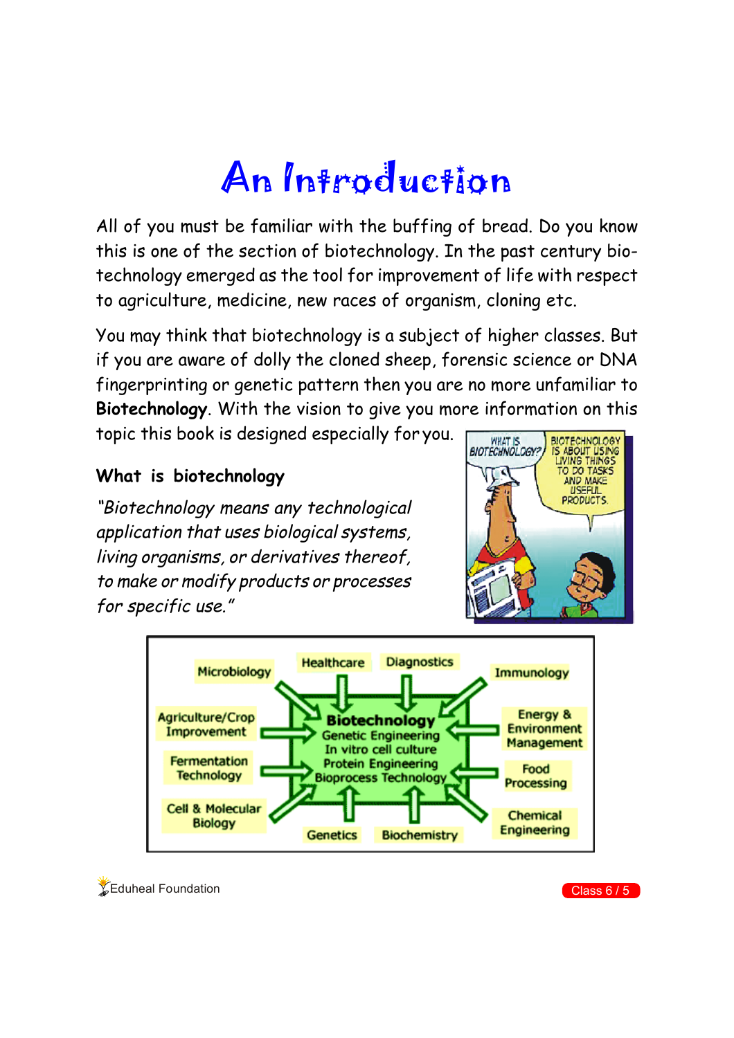# An Introduction

All of you must be familiar with the buffing of bread. Do you know this is one of the section of biotechnology. In the past century bio-technology emerged as the tool for improvement of life with respect to agriculture, medicine, new races of organism, cloning etc.

You may think that biotechnology is a subject of higher classes. But if you are aware of dolly the cloned sheep, forensic science or DNA fingerprinting or genetic pattern then you are no more unfamiliar to **Biotechnology**. With the vision to give you more information on this topic this book is designed especially for you.

## What is biotechnology

*"Biotechnology means any technological application that uses biological systems, living organisms, or derivatives thereof, to make or modify products or processes for specific use."*

WHAT IS BIOTECHNOLOGY?

BIOTECHNOLOGY IS ABOUT USING LIVING THINGS TO DO TASKS AND MAKE USEFUL PRODUCTS.

**Biotechnology**
Genetic Engineering
In vitro cell culture
Protein Engineering
Bioprocess Technology

Microbiology, Healthcare, Diagnostics, Immunology, Agriculture/Crop Improvement, Energy & Environment Management, Fermentation Technology, Food Processing, Cell & Molecular Biology, Genetics, Biochemistry, Chemical Engineering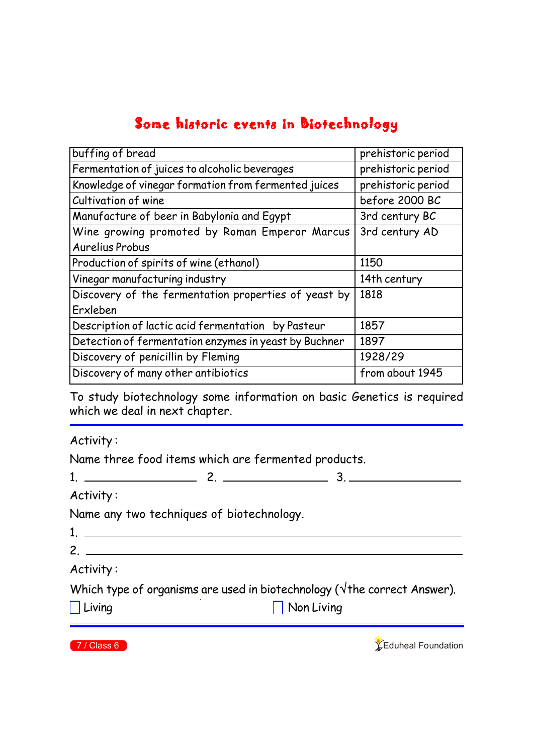# Some historic events in Biotechnology

| | |
|---|---|
| buffing of bread | prehistoric period |
| Fermentation of juices to alcoholic beverages | prehistoric period |
| Knowledge of vinegar formation from fermented juices | prehistoric period |
| Cultivation of wine | before 2000 BC |
| Manufacture of beer in Babylonia and Egypt | 3rd century BC |
| Wine growing promoted by Roman Emperor Marcus Aurelius Probus | 3rd century AD |
| Production of spirits of wine (ethanol) | 1150 |
| Vinegar manufacturing industry | 14th century |
| Discovery of the fermentation properties of yeast by Erxleben | 1818 |
| Description of lactic acid fermentation by Pasteur | 1857 |
| Detection of fermentation enzymes in yeast by Buchner | 1897 |
| Discovery of penicillin by Fleming | 1928/29 |
| Discovery of many other antibiotics | from about 1945 |

To study biotechnology some information on basic Genetics is required which we deal in next chapter.

---

Activity :

Name three food items which are fermented products.

1. ____________ 2. ____________ 3. ____________

Activity :

Name any two techniques of biotechnology.

1. ______________________________

2. ______________________________

Activity :

Which type of organisms are used in biotechnology (√the correct Answer).

☐ Living ☐ Non Living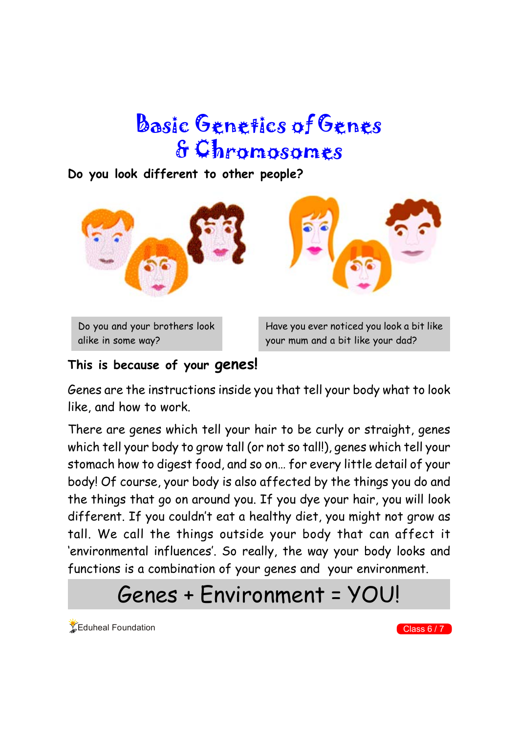# Basic Genetics of Genes & Chromosomes

**Do you look different to other people?**

Do you and your brothers look alike in some way?

Have you ever noticed you look a bit like your mum and a bit like your dad?

**This is because of your genes!**

Genes are the instructions inside you that tell your body what to look like, and how to work.

There are genes which tell your hair to be curly or straight, genes which tell your body to grow tall (or not so tall!), genes which tell your stomach how to digest food, and so on… for every little detail of your body! Of course, your body is also affected by the things you do and the things that go on around you. If you dye your hair, you will look different. If you couldn't eat a healthy diet, you might not grow as tall. We call the things outside your body that can affect it 'environmental influences'. So really, the way your body looks and functions is a combination of your genes and your environment.

## Genes + Environment = YOU!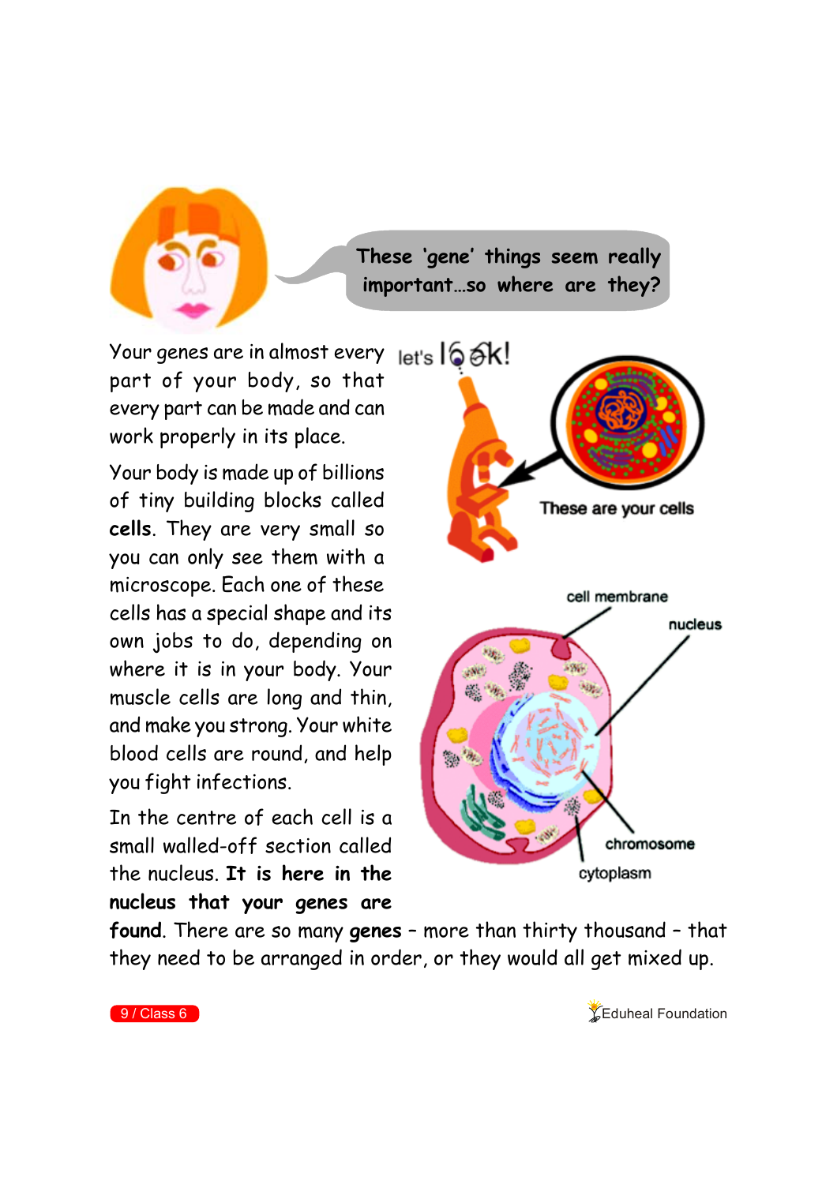These 'gene' things seem really important…so where are they?

Your genes are in almost every part of your body, so that every part can be made and can work properly in its place.

Your body is made up of billions of tiny building blocks called **cells**. They are very small so you can only see them with a microscope. Each one of these cells has a special shape and its own jobs to do, depending on where it is in your body. Your muscle cells are long and thin, and make you strong. Your white blood cells are round, and help you fight infections.

In the centre of each cell is a small walled-off section called the nucleus. **It is here in the nucleus that your genes are found**. There are so many **genes** – more than thirty thousand – that they need to be arranged in order, or they would all get mixed up.

let's look!

These are your cells

cell membrane

nucleus

chromosome

cytoplasm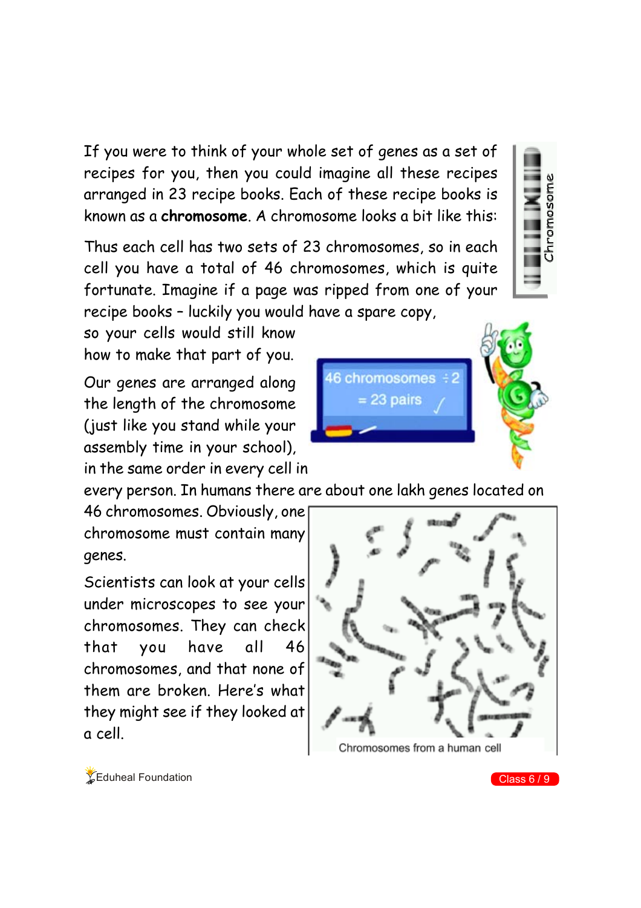If you were to think of your whole set of genes as a set of recipes for you, then you could imagine all these recipes arranged in 23 recipe books. Each of these recipe books is known as a **chromosome**. A chromosome looks a bit like this:

Thus each cell has two sets of 23 chromosomes, so in each cell you have a total of 46 chromosomes, which is quite fortunate. Imagine if a page was ripped from one of your recipe books – luckily you would have a spare copy, so your cells would still know how to make that part of you.

Our genes are arranged along the length of the chromosome (just like you stand while your assembly time in your school), in the same order in every cell in every person. In humans there are about one lakh genes located on 46 chromosomes. Obviously, one chromosome must contain many genes.

Scientists can look at your cells under microscopes to see your chromosomes. They can check that you have all 46 chromosomes, and that none of them are broken. Here's what they might see if they looked at a cell.

Chromosomes from a human cell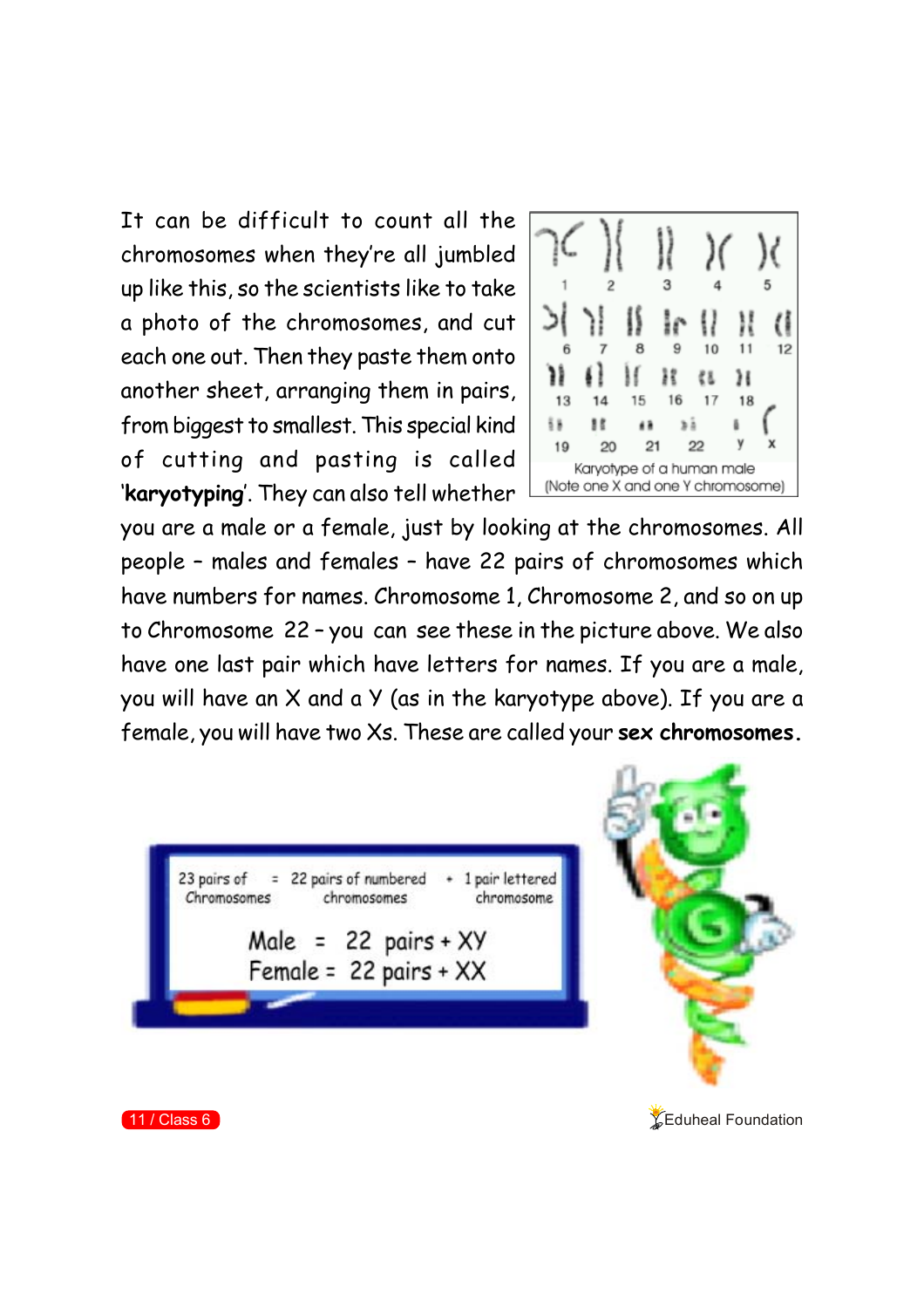It can be difficult to count all the chromosomes when they're all jumbled up like this, so the scientists like to take a photo of the chromosomes, and cut each one out. Then they paste them onto another sheet, arranging them in pairs, from biggest to smallest. This special kind of cutting and pasting is called '**karyotyping**'. They can also tell whether you are a male or a female, just by looking at the chromosomes. All people – males and females – have 22 pairs of chromosomes which have numbers for names. Chromosome 1, Chromosome 2, and so on up to Chromosome 22 – you can see these in the picture above. We also have one last pair which have letters for names. If you are a male, you will have an X and a Y (as in the karyotype above). If you are a female, you will have two Xs. These are called your **sex chromosomes.**

1 2 3 4 5
6 7 8 9 10 11 12
13 14 15 16 17 18
19 20 21 22 y x

Karyotype of a human male
(Note one X and one Y chromosome)

23 pairs of Chromosomes = 22 pairs of numbered chromosomes + 1 pair lettered chromosome

Male = 22 pairs + XY

Female = 22 pairs + XX